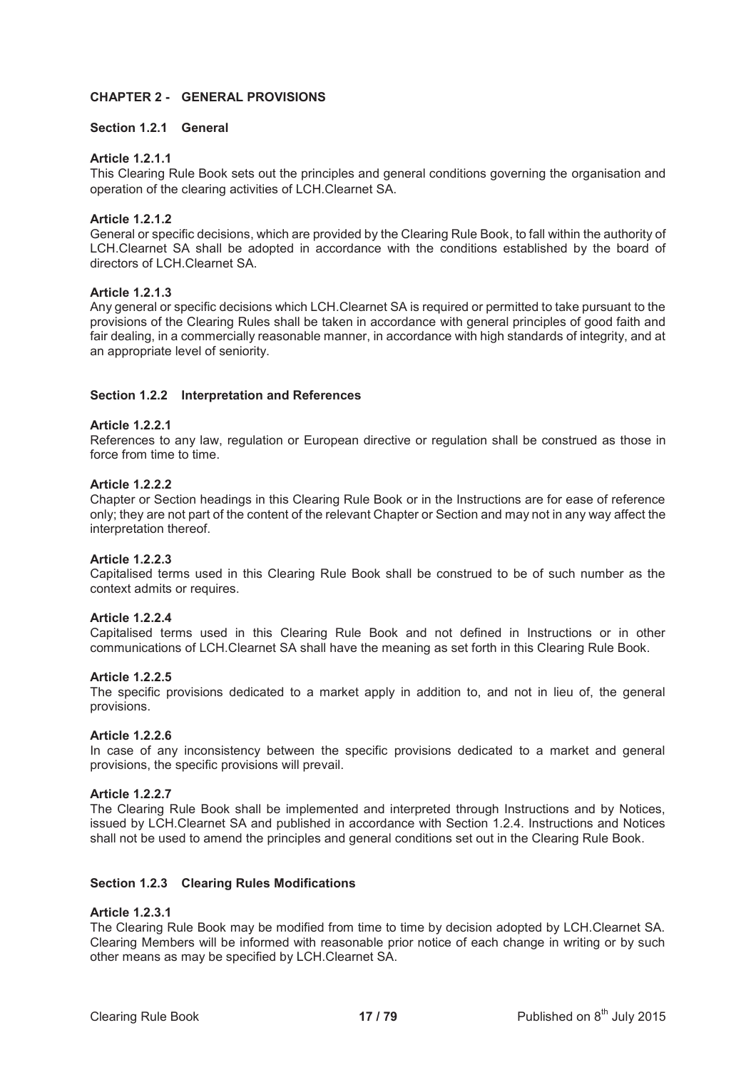## CHAPTER 2 - GENERAL PROVISIONS

### Section 1.2.1 General

**Article 1.2.1.1**

This Clearing Rule Book sets out the principles and general conditions governing the organisation and operation of the clearing activities of LCH.Clearnet SA.

**Article 1.2.1.2**

General or specific decisions, which are provided by the Clearing Rule Book, to fall within the authority of LCH.Clearnet SA shall be adopted in accordance with the conditions established by the board of directors of LCH.Clearnet SA.

**Article 1.2.1.3**

Any general or specific decisions which LCH.Clearnet SA is required or permitted to take pursuant to the provisions of the Clearing Rules shall be taken in accordance with general principles of good faith and fair dealing, in a commercially reasonable manner, in accordance with high standards of integrity, and at an appropriate level of seniority.

### Section 1.2.2 Interpretation and References

**Article 1.2.2.1**

References to any law, regulation or European directive or regulation shall be construed as those in force from time to time.

**Article 1.2.2.2**

Chapter or Section headings in this Clearing Rule Book or in the Instructions are for ease of reference only; they are not part of the content of the relevant Chapter or Section and may not in any way affect the interpretation thereof.

**Article 1.2.2.3**

Capitalised terms used in this Clearing Rule Book shall be construed to be of such number as the context admits or requires.

**Article 1.2.2.4**

Capitalised terms used in this Clearing Rule Book and not defined in Instructions or in other communications of LCH.Clearnet SA shall have the meaning as set forth in this Clearing Rule Book.

**Article 1.2.2.5**

The specific provisions dedicated to a market apply in addition to, and not in lieu of, the general provisions.

**Article 1.2.2.6**

In case of any inconsistency between the specific provisions dedicated to a market and general provisions, the specific provisions will prevail.

**Article 1.2.2.7**

The Clearing Rule Book shall be implemented and interpreted through Instructions and by Notices, issued by LCH.Clearnet SA and published in accordance with Section 1.2.4. Instructions and Notices shall not be used to amend the principles and general conditions set out in the Clearing Rule Book.

### Section 1.2.3 Clearing Rules Modifications

**Article 1.2.3.1**

The Clearing Rule Book may be modified from time to time by decision adopted by LCH.Clearnet SA. Clearing Members will be informed with reasonable prior notice of each change in writing or by such other means as may be specified by LCH.Clearnet SA.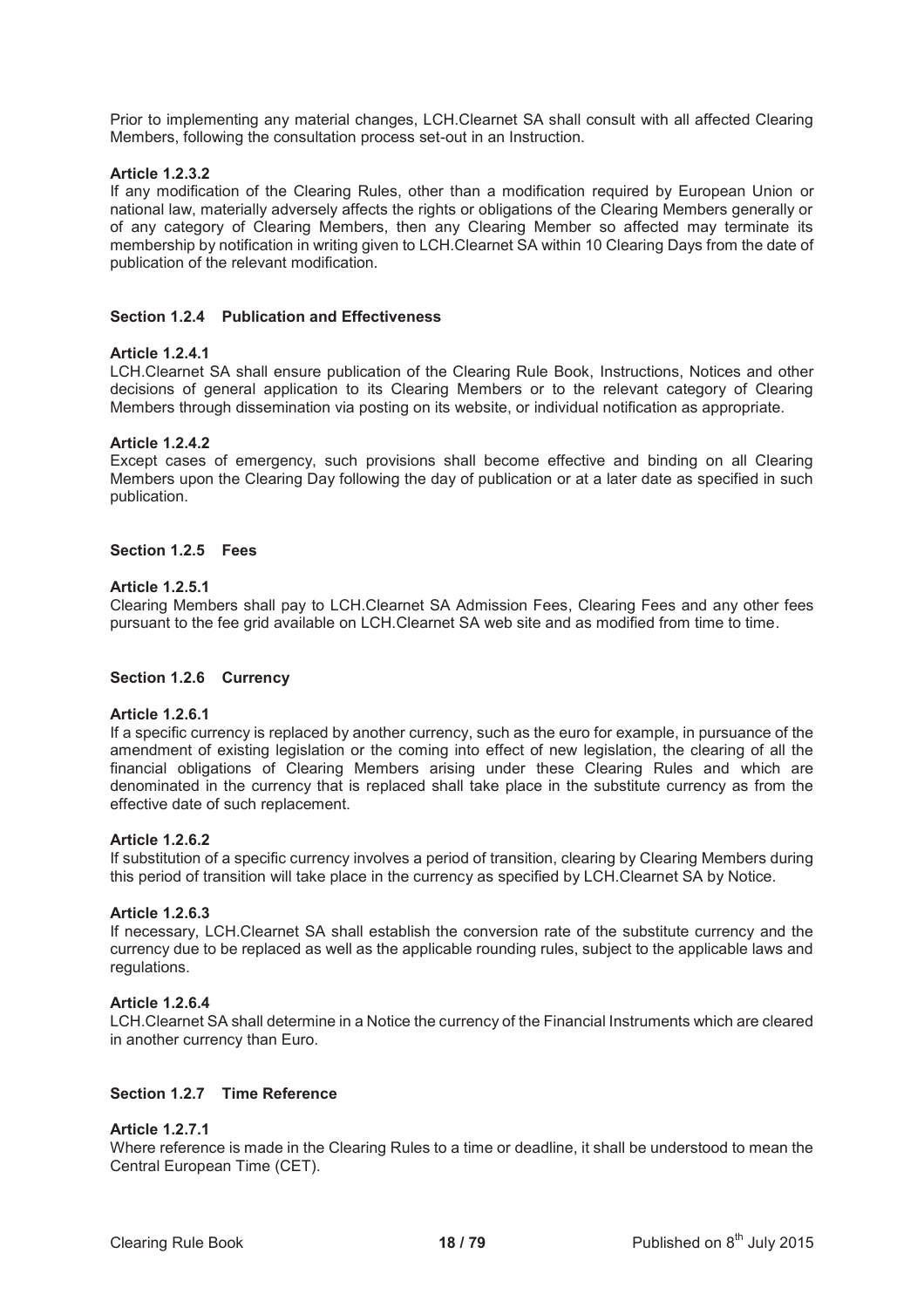Prior to implementing any material changes, LCH.Clearnet SA shall consult with all affected Clearing Members, following the consultation process set-out in an Instruction.

**Article 1.2.3.2**

If any modification of the Clearing Rules, other than a modification required by European Union or national law, materially adversely affects the rights or obligations of the Clearing Members generally or of any category of Clearing Members, then any Clearing Member so affected may terminate its membership by notification in writing given to LCH.Clearnet SA within 10 Clearing Days from the date of publication of the relevant modification.

### Section 1.2.4 Publication and Effectiveness

**Article 1.2.4.1**

LCH.Clearnet SA shall ensure publication of the Clearing Rule Book, Instructions, Notices and other decisions of general application to its Clearing Members or to the relevant category of Clearing Members through dissemination via posting on its website, or individual notification as appropriate.

**Article 1.2.4.2**

Except cases of emergency, such provisions shall become effective and binding on all Clearing Members upon the Clearing Day following the day of publication or at a later date as specified in such publication.

### Section 1.2.5 Fees

**Article 1.2.5.1**

Clearing Members shall pay to LCH.Clearnet SA Admission Fees, Clearing Fees and any other fees pursuant to the fee grid available on LCH.Clearnet SA web site and as modified from time to time.

### Section 1.2.6 Currency

**Article 1.2.6.1**

If a specific currency is replaced by another currency, such as the euro for example, in pursuance of the amendment of existing legislation or the coming into effect of new legislation, the clearing of all the financial obligations of Clearing Members arising under these Clearing Rules and which are denominated in the currency that is replaced shall take place in the substitute currency as from the effective date of such replacement.

**Article 1.2.6.2**

If substitution of a specific currency involves a period of transition, clearing by Clearing Members during this period of transition will take place in the currency as specified by LCH.Clearnet SA by Notice.

**Article 1.2.6.3**

If necessary, LCH.Clearnet SA shall establish the conversion rate of the substitute currency and the currency due to be replaced as well as the applicable rounding rules, subject to the applicable laws and regulations.

**Article 1.2.6.4**

LCH.Clearnet SA shall determine in a Notice the currency of the Financial Instruments which are cleared in another currency than Euro.

### Section 1.2.7 Time Reference

**Article 1.2.7.1**

Where reference is made in the Clearing Rules to a time or deadline, it shall be understood to mean the Central European Time (CET).